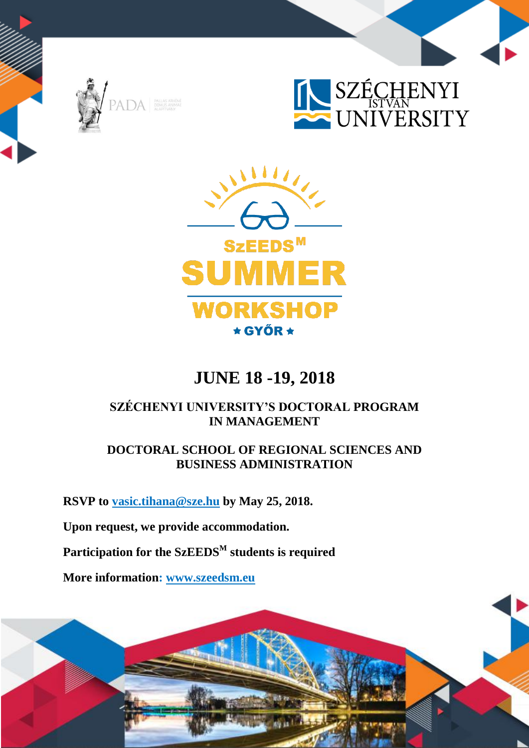PADA | PALLAS ATHÉNÉ DOMUS ANIMAE ALAPÍTVÁNY

SZÉCHENYI ISTVÁN UNIVERSITY

# SzEEDS$^{M}$ SUMMER WORKSHOP

★ GYŐR ★

## JUNE 18 -19, 2018

### SZÉCHENYI UNIVERSITY'S DOCTORAL PROGRAM IN MANAGEMENT

### DOCTORAL SCHOOL OF REGIONAL SCIENCES AND BUSINESS ADMINISTRATION

**RSVP to vasic.tihana@sze.hu by May 25, 2018.**

**Upon request, we provide accommodation.**

**Participation for the SzEEDS$^{M}$ students is required**

**More information: www.szeedsm.eu**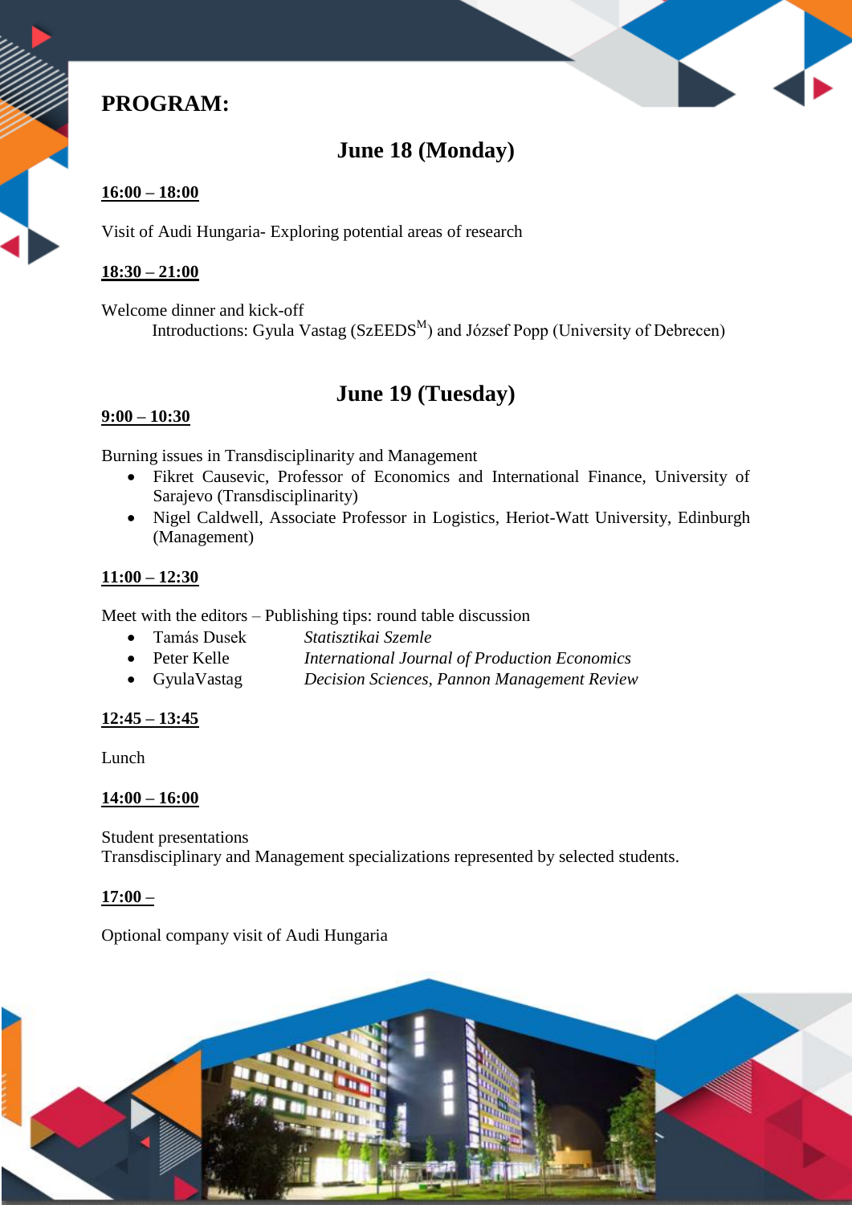# PROGRAM:

## June 18 (Monday)

**16:00 – 18:00**

Visit of Audi Hungaria- Exploring potential areas of research

**18:30 – 21:00**

Welcome dinner and kick-off
Introductions: Gyula Vastag (SzEEDS[M]) and József Popp (University of Debrecen)

## June 19 (Tuesday)

**9:00 – 10:30**

Burning issues in Transdisciplinarity and Management

- Fikret Causevic, Professor of Economics and International Finance, University of Sarajevo (Transdisciplinarity)
- Nigel Caldwell, Associate Professor in Logistics, Heriot-Watt University, Edinburgh (Management)

**11:00 – 12:30**

Meet with the editors – Publishing tips: round table discussion

- Tamás Dusek *Statisztikai Szemle*
- Peter Kelle *International Journal of Production Economics*
- GyulaVastag *Decision Sciences, Pannon Management Review*

**12:45 – 13:45**

Lunch

**14:00 – 16:00**

Student presentations
Transdisciplinary and Management specializations represented by selected students.

**17:00 –**

Optional company visit of Audi Hungaria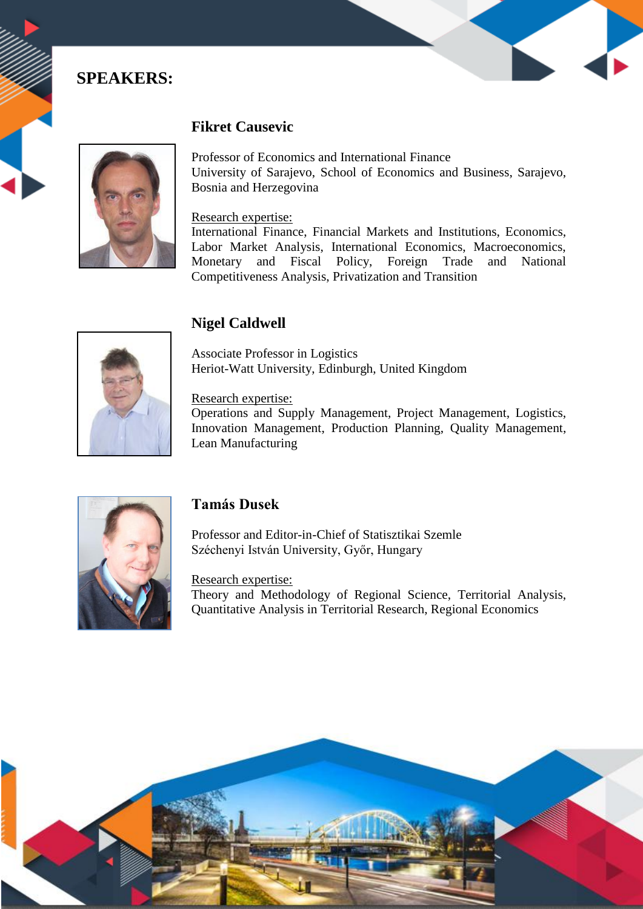## SPEAKERS:

### Fikret Causevic

Professor of Economics and International Finance
University of Sarajevo, School of Economics and Business, Sarajevo, Bosnia and Herzegovina

Research expertise:
International Finance, Financial Markets and Institutions, Economics, Labor Market Analysis, International Economics, Macroeconomics, Monetary and Fiscal Policy, Foreign Trade and National Competitiveness Analysis, Privatization and Transition

### Nigel Caldwell

Associate Professor in Logistics
Heriot-Watt University, Edinburgh, United Kingdom

Research expertise:
Operations and Supply Management, Project Management, Logistics, Innovation Management, Production Planning, Quality Management, Lean Manufacturing

### Tamás Dusek

Professor and Editor-in-Chief of Statisztikai Szemle
Széchenyi István University, Győr, Hungary

Research expertise:
Theory and Methodology of Regional Science, Territorial Analysis, Quantitative Analysis in Territorial Research, Regional Economics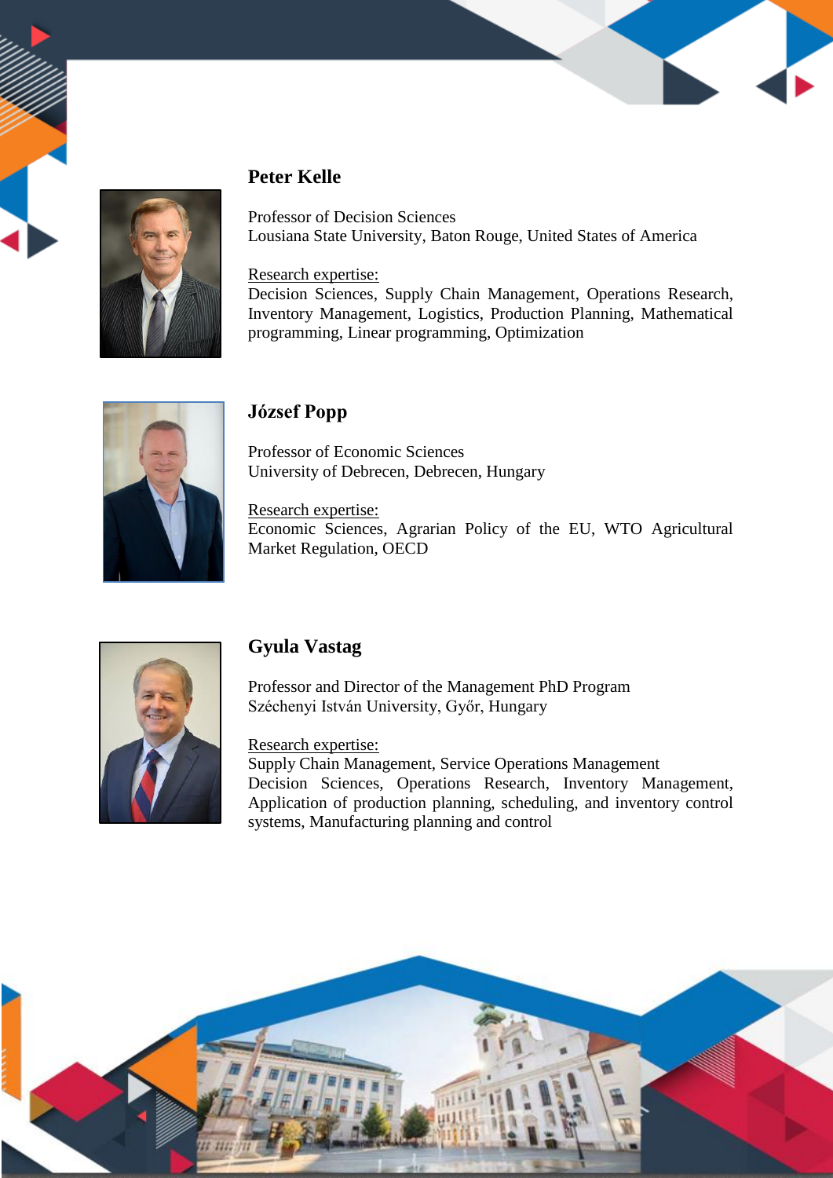### Peter Kelle

Professor of Decision Sciences
Lousiana State University, Baton Rouge, United States of America

Research expertise:
Decision Sciences, Supply Chain Management, Operations Research, Inventory Management, Logistics, Production Planning, Mathematical programming, Linear programming, Optimization

### József Popp

Professor of Economic Sciences
University of Debrecen, Debrecen, Hungary

Research expertise:
Economic Sciences, Agrarian Policy of the EU, WTO Agricultural Market Regulation, OECD

### Gyula Vastag

Professor and Director of the Management PhD Program
Széchenyi István University, Győr, Hungary

Research expertise:
Supply Chain Management, Service Operations Management
Decision Sciences, Operations Research, Inventory Management, Application of production planning, scheduling, and inventory control systems, Manufacturing planning and control